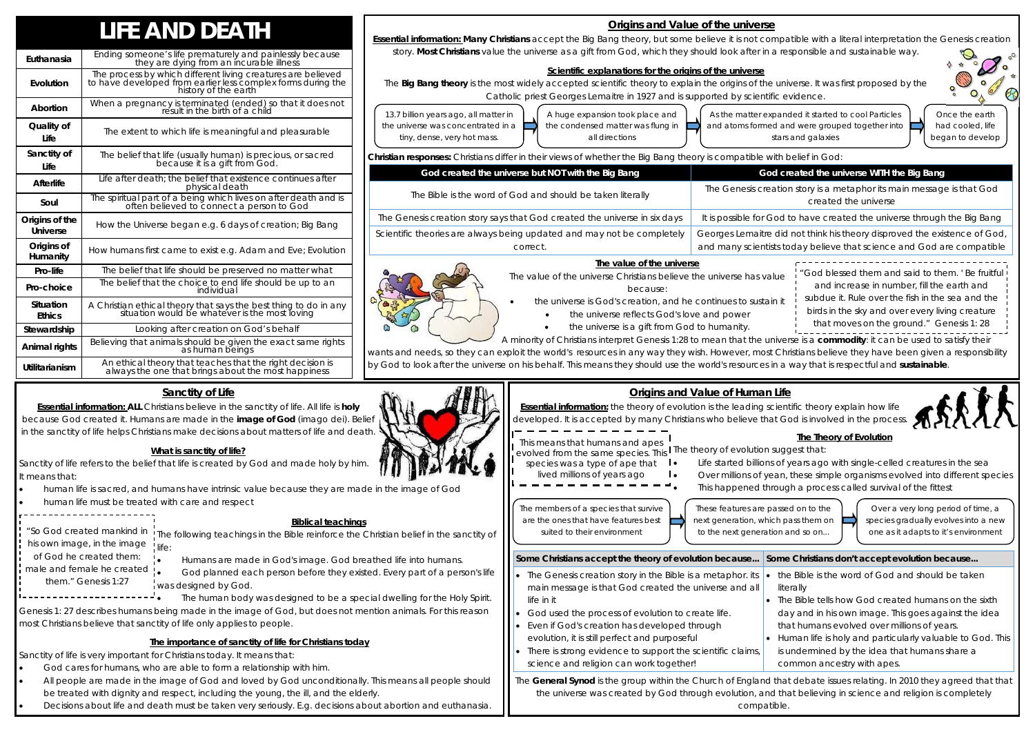# LIFE AND DEATH

| Term | Definition |
| --- | --- |
| Euthanasia | Ending someone's life prematurely and painlessly because they are dying from an incurable illness |
| Evolution | The process by which different living creatures are believed to have developed from earlier less complex forms during the history of the earth |
| Abortion | When a pregnancy is terminated (ended) so that it does not result in the birth of a child |
| Quality of Life | The extent to which life is meaningful and pleasurable |
| Sanctity of Life | The belief that life (usually human) is precious, or sacred because it is a gift from God. |
| Afterlife | Life after death; the belief that existence continues after physical death |
| Soul | The spiritual part of a being which lives on after death and is often believed to connect a person to God |
| Origins of the Universe | How the Universe began e.g. 6 days of creation; Big Bang |
| Origins of Humanity | How humans first came to exist e.g. Adam and Eve; Evolution |
| Pro-life | The belief that life should be preserved no matter what |
| Pro-choice | The belief that the choice to end life should be up to an individual |
| Situation Ethics | A Christian ethical theory that says the best thing to do in any situation would be whatever is the most loving |
| Stewardship | Looking after creation on God's behalf |
| Animal rights | Believing that animals should be given the exact same rights as human beings |
| Utilitarianism | An ethical theory that teaches that the right decision is always the one that brings about the most happiness |

## Origins and Value of the universe

**Essential information: Many Christians** accept the Big Bang theory, but some believe it is not compatible with a literal interpretation the Genesis creation story. **Most Christians** value the universe as a gift from God, which they should look after in a responsible and sustainable way.

### Scientific explanations for the origins of the universe

The **Big Bang theory** is the most widely accepted scientific theory to explain the origins of the universe. It was first proposed by the Catholic priest Georges Lemaitre in 1927 and is supported by scientific evidence.

13.7 billion years ago, all matter in the universe was concentrated in a tiny, dense, very hot mass. → A huge expansion took place and the condensed matter was flung in all directions → As the matter expanded it started to cool Particles and atoms formed and were grouped together into stars and galaxies → Once the earth had cooled, life began to develop

**Christian responses:** Christians differ in their views of whether the Big Bang theory is compatible with belief in God:

| God created the universe but NOT with the Big Bang | God created the universe WITH the Big Bang |
| --- | --- |
| The Bible is the word of God and should be taken literally | The Genesis creation story is a metaphor its main message is that God created the universe |
| The Genesis creation story says that God created the universe in six days | It is possible for God to have created the universe through the Big Bang |
| Scientific theories are always being updated and may not be completely correct. | Georges Lemaitre did not think his theory disproved the existence of God, and many scientists today believe that science and God are compatible |

### The value of the universe

The value of the universe Christians believe the universe has value because:

- the universe is God's creation, and he continues to sustain it
  - the universe reflects God's love and power
  - the universe is a gift from God to humanity.

"God blessed them and said to them. ' Be fruitful and increase in number, fill the earth and subdue it. Rule over the fish in the sea and the birds in the sky and over every living creature that moves on the ground." Genesis 1: 28

A minority of Christians interpret Genesis 1:28 to mean that the universe is a **commodity**: it can be used to satisfy their wants and needs, so they can exploit the world's resources in any way they wish. However, most Christians believe they have been given a responsibility by God to look after the universe on his behalf. This means they should use the world's resources in a way that is respectful and **sustainable**.

## Sanctity of Life

**Essential information: ALL** Christians believe in the sanctity of life. All life is **holy** because God created it. Humans are made in the **image of God** (imago dei). Belief in the sanctity of life helps Christians make decisions about matters of life and death.

### What is sanctity of life?

Sanctity of life refers to the belief that life is created by God and made holy by him. It means that:

- human life is sacred, and humans have intrinsic value because they are made in the image of God
- human life must be treated with care and respect

"So God created mankind in his own image, in the image of God he created them: male and female he created them." Genesis 1:27

### Biblical teachings

The following teachings in the Bible reinforce the Christian belief in the sanctity of life:

- Humans are made in God's image. God breathed life into humans.
- God planned each person before they existed. Every part of a person's life was designed by God.
- The human body was designed to be a special dwelling for the Holy Spirit.

Genesis 1: 27 describes humans being made in the image of God, but does not mention animals. For this reason most Christians believe that sanctity of life only applies to people.

### The importance of sanctity of life for Christians today

Sanctity of life is very important for Christians today. It means that:

- God cares for humans, who are able to form a relationship with him.
- All people are made in the image of God and loved by God unconditionally. This means all people should be treated with dignity and respect, including the young, the ill, and the elderly.
- Decisions about life and death must be taken very seriously. E.g. decisions about abortion and euthanasia.

## Origins and Value of Human Life

**Essential information:** the theory of evolution is the leading scientific theory explain how life developed. It is accepted by many Christians who believe that God is involved in the process.

This means that humans and apes evolved from the same species. This species was a type of ape that lived millions of years ago

### The Theory of Evolution

The theory of evolution suggest that:

- Life started billions of years ago with single-celled creatures in the sea
- Over millions of yean, these simple organisms evolved into different species
- This happened through a process called survival of the fittest

The members of a species that survive are the ones that have features best suited to their environment → These features are passed on to the next generation, which pass them on to the next generation and so on... → Over a very long period of time, a species gradually evolves into a new one as it adapts to it's environment

| Some Christians accept the theory of evolution because... | Some Christians don't accept evolution because... |
| --- | --- |
| • The Genesis creation story in the Bible is a metaphor. its main message is that God created the universe and all life in it<br>• God used the process of evolution to create life.<br>• Even if God's creation has developed through evolution, it is still perfect and purposeful<br>• There is strong evidence to support the scientific claims, science and religion can work together! | • the Bible is the word of God and should be taken literally<br>• The Bible tells how God created humans on the sixth day and in his own image. This goes against the idea that humans evolved over millions of years.<br>• Human life is holy and particularly valuable to God. This is undermined by the idea that humans share a common ancestry with apes. |

The **General Synod** is the group within the Church of England that debate issues relating. In 2010 they agreed that that the universe was created by God through evolution, and that believing in science and religion is completely compatible.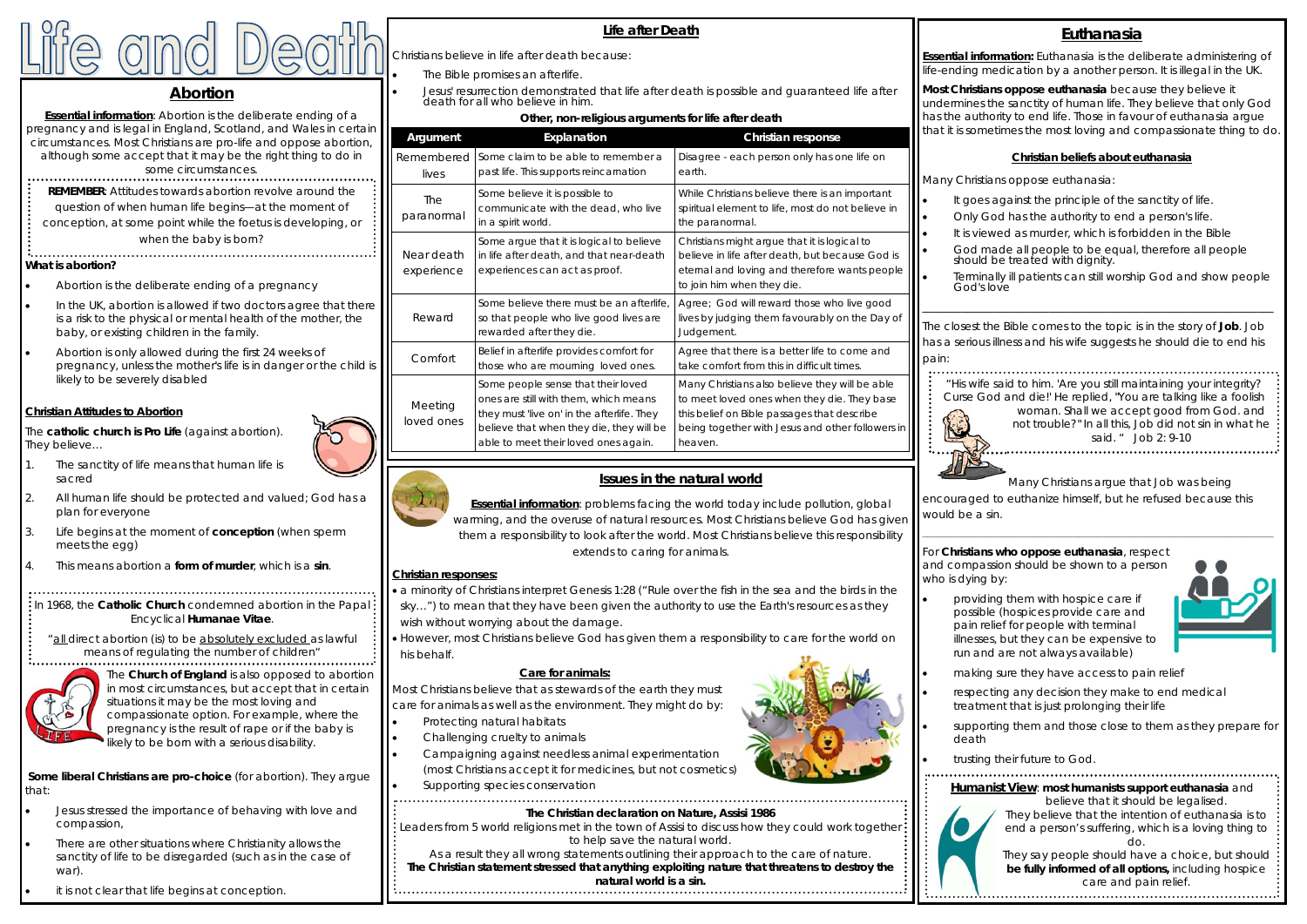# Life and Death

## Abortion

**Essential information**: Abortion is the deliberate ending of a pregnancy and is legal in England, Scotland, and Wales in certain circumstances. Most Christians are pro-life and oppose abortion, although some accept that it may be the right thing to do in some circumstances.

**REMEMBER**: Attitudes towards abortion revolve around the question of when human life begins—at the moment of conception, at some point while the foetus is developing, or when the baby is born?

**What is abortion?**

- Abortion is the deliberate ending of a pregnancy
- In the UK, abortion is allowed if two doctors agree that there is a risk to the physical or mental health of the mother, the baby, or existing children in the family.
- Abortion is only allowed during the first 24 weeks of pregnancy, unless the mother's life is in danger or the child is likely to be severely disabled

**Christian Attitudes to Abortion**

The **catholic church is Pro Life** (against abortion). They believe…

1. The sanctity of life means that human life is sacred
2. All human life should be protected and valued; God has a plan for everyone
3. Life begins at the moment of **conception** (when sperm meets the egg)
4. This means abortion a **form of murder**, which is a **sin**.

In 1968, the **Catholic Church** condemned abortion in the Papal Encyclical **Humanae Vitae**.

"all direct abortion (is) to be absolutely excluded as lawful means of regulating the number of children"

The **Church of England** is also opposed to abortion in most circumstances, but accept that in certain situations it may be the most loving and compassionate option. For example, where the pregnancy is the result of rape or if the baby is likely to be born with a serious disability.

**Some liberal Christians are pro-choice** (for abortion). They argue that:

- Jesus stressed the importance of behaving with love and compassion,
- There are other situations where Christianity allows the sanctity of life to be disregarded (such as in the case of war).
- it is not clear that life begins at conception.

## Life after Death

Christians believe in life after death because:

- The Bible promises an afterlife.
- Jesus' resurrection demonstrated that life after death is possible and guaranteed life after death for all who believe in him.

**Other, non-religious arguments for life after death**

| Argument | Explanation | Christian response |
|---|---|---|
| Remembered lives | Some claim to be able to remember a past life. This supports reincarnation | Disagree - each person only has one life on earth. |
| The paranormal | Some believe it is possible to communicate with the dead, who live in a spirit world. | While Christians believe there is an important spiritual element to life, most do not believe in the paranormal. |
| Near death experience | Some argue that it is logical to believe in life after death, but that near-death experiences can act as proof. | Christians might argue that it is logical to believe in life after death, but because God is eternal and loving and therefore wants people to join him when they die. |
| Reward | Some believe there must be an afterlife, so that people who live good lives are rewarded after they die. | Agree; God will reward those who live good lives by judging them favourably on the Day of Judgement. |
| Comfort | Belief in afterlife provides comfort for those who are mourning loved ones. | Agree that there is a better life to come and take comfort from this in difficult times. |
| Meeting loved ones | Some people sense that their loved ones are still with them, which means they must 'live on' in the afterlife. They believe that when they die, they will be able to meet their loved ones again. | Many Christians also believe they will be able to meet loved ones when they die. They base this belief on Bible passages that describe being together with Jesus and other followers in heaven. |

## Issues in the natural world

**Essential information**: problems facing the world today include pollution, global warming, and the overuse of natural resources. Most Christians believe God has given them a responsibility to look after the world. Most Christians believe this responsibility extends to caring for animals.

**Christian responses:**

- a minority of Christians interpret Genesis 1:28 ("Rule over the fish in the sea and the birds in the sky…") to mean that they have been given the authority to use the Earth's resources as they wish without worrying about the damage.
- However, most Christians believe God has given them a responsibility to care for the world on his behalf.

**Care for animals:**

Most Christians believe that as stewards of the earth they must care for animals as well as the environment. They might do by:

- Protecting natural habitats
- Challenging cruelty to animals
- Campaigning against needless animal experimentation (most Christians accept it for medicines, but not cosmetics)
- Supporting species conservation

**The Christian declaration on Nature, Assisi 1986**

Leaders from 5 world religions met in the town of Assisi to discuss how they could work together to help save the natural world.

As a result they all wrong statements outlining their approach to the care of nature.

**The Christian statement stressed that anything exploiting nature that threatens to destroy the natural world is a sin.**

## Euthanasia

**Essential information:** Euthanasia is the deliberate administering of life-ending medication by a another person. It is illegal in the UK.

**Most Christians oppose euthanasia** because they believe it undermines the sanctity of human life. They believe that only God has the authority to end life. Those in favour of euthanasia argue that it is sometimes the most loving and compassionate thing to do.

**Christian beliefs about euthanasia**

Many Christians oppose euthanasia:

- It goes against the principle of the sanctity of life.
- Only God has the authority to end a person's life.
- It is viewed as murder, which is forbidden in the Bible
- God made all people to be equal, therefore all people should be treated with dignity.
- Terminally ill patients can still worship God and show people God's love

The closest the Bible comes to the topic is in the story of **Job**. Job has a serious illness and his wife suggests he should die to end his pain:

"His wife said to him. 'Are you still maintaining your integrity? Curse God and die!' He replied, "You are talking like a foolish woman. Shall we accept good from God. and not trouble?" In all this, Job did not sin in what he said. " Job 2: 9-10

Many Christians argue that Job was being encouraged to euthanize himself, but he refused because this would be a sin.

For **Christians who oppose euthanasia**, respect and compassion should be shown to a person who is dying by:

- providing them with hospice care if possible (hospices provide care and pain relief for people with terminal illnesses, but they can be expensive to run and are not always available)
- making sure they have access to pain relief
- respecting any decision they make to end medical treatment that is just prolonging their life
- supporting them and those close to them as they prepare for death
- trusting their future to God.

**Humanist View**: **most humanists support euthanasia** and believe that it should be legalised. They believe that the intention of euthanasia is to end a person's suffering, which is a loving thing to do. They say people should have a choice, but should **be fully informed of all options,** including hospice care and pain relief.